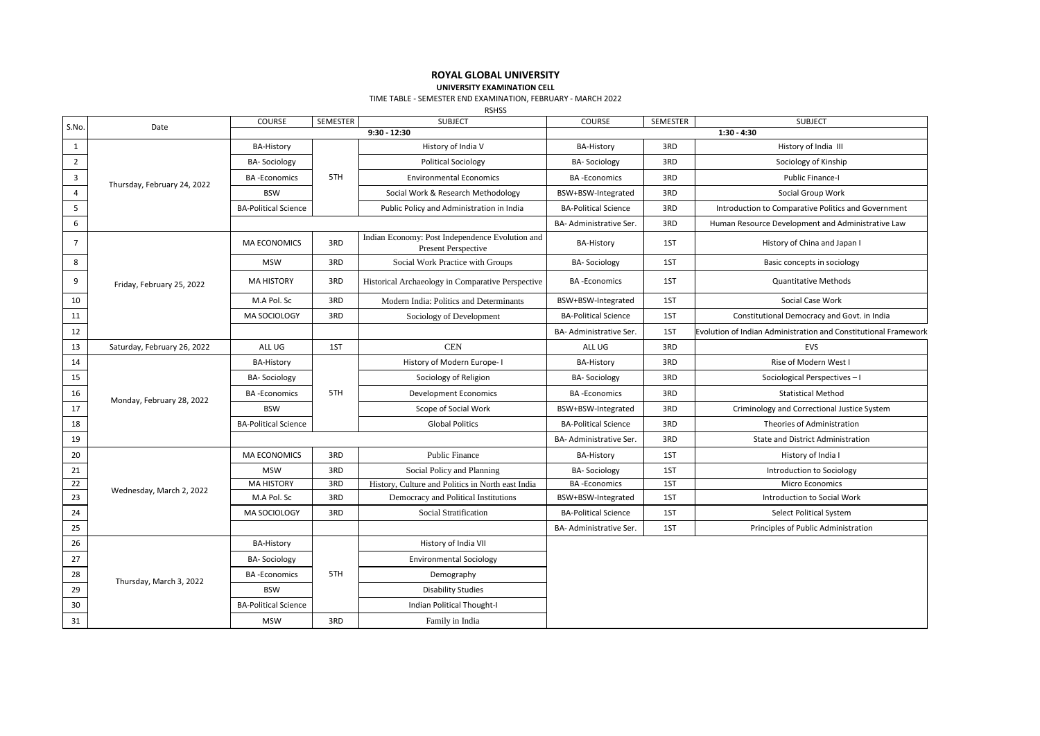# ROYAL GLOBAL UNIVERSITY

**UNIVERSITY EXAMINATION CELL**

TIME TABLE - SEMESTER END EXAMINATION, FEBRUARY - MARCH 2022

RSHSS

| S.No. | Date | COURSE | SEMESTER | SUBJECT | COURSE | SEMESTER | SUBJECT |
|---|---|---|---|---|---|---|---|
| | | **9:30 - 12:30** | | | **1:30 - 4:30** | | |
| 1 | Thursday, February 24, 2022 | BA-History | 5TH | History of India V | BA-History | 3RD | History of India III |
| 2 | | BA- Sociology | | Political Sociology | BA- Sociology | 3RD | Sociology of Kinship |
| 3 | | BA -Economics | | Environmental Economics | BA -Economics | 3RD | Public Finance-I |
| 4 | | BSW | | Social Work & Research Methodology | BSW+BSW-Integrated | 3RD | Social Group Work |
| 5 | | BA-Political Science | | Public Policy and Administration in India | BA-Political Science | 3RD | Introduction to Comparative Politics and Government |
| 6 | | | | | BA- Administrative Ser. | 3RD | Human Resource Development and Administrative Law |
| 7 | Friday, February 25, 2022 | MA ECONOMICS | 3RD | Indian Economy: Post Independence Evolution and Present Perspective | BA-History | 1ST | History of China and Japan I |
| 8 | | MSW | 3RD | Social Work Practice with Groups | BA- Sociology | 1ST | Basic concepts in sociology |
| 9 | | MA HISTORY | 3RD | Historical Archaeology in Comparative Perspective | BA -Economics | 1ST | Quantitative Methods |
| 10 | | M.A Pol. Sc | 3RD | Modern India: Politics and Determinants | BSW+BSW-Integrated | 1ST | Social Case Work |
| 11 | | MA SOCIOLOGY | 3RD | Sociology of Development | BA-Political Science | 1ST | Constitutional Democracy and Govt. in India |
| 12 | | | | | BA- Administrative Ser. | 1ST | Evolution of Indian Administration and Constitutional Framework |
| 13 | Saturday, February 26, 2022 | ALL UG | 1ST | CEN | ALL UG | 3RD | EVS |
| 14 | Monday, February 28, 2022 | BA-History | 5TH | History of Modern Europe- I | BA-History | 3RD | Rise of Modern West I |
| 15 | | BA- Sociology | | Sociology of Religion | BA- Sociology | 3RD | Sociological Perspectives – I |
| 16 | | BA -Economics | | Development Economics | BA -Economics | 3RD | Statistical Method |
| 17 | | BSW | | Scope of Social Work | BSW+BSW-Integrated | 3RD | Criminology and Correctional Justice System |
| 18 | | BA-Political Science | | Global Politics | BA-Political Science | 3RD | Theories of Administration |
| 19 | | | | | BA- Administrative Ser. | 3RD | State and District Administration |
| 20 | Wednesday, March 2, 2022 | MA ECONOMICS | 3RD | Public Finance | BA-History | 1ST | History of India I |
| 21 | | MSW | 3RD | Social Policy and Planning | BA- Sociology | 1ST | Introduction to Sociology |
| 22 | | MA HISTORY | 3RD | History, Culture and Politics in North east India | BA -Economics | 1ST | Micro Economics |
| 23 | | M.A Pol. Sc | 3RD | Democracy and Political Institutions | BSW+BSW-Integrated | 1ST | Introduction to Social Work |
| 24 | | MA SOCIOLOGY | 3RD | Social Stratification | BA-Political Science | 1ST | Select Political System |
| 25 | | | | | BA- Administrative Ser. | 1ST | Principles of Public Administration |
| 26 | Thursday, March 3, 2022 | BA-History | 5TH | History of India VII | | | |
| 27 | | BA- Sociology | | Environmental Sociology | | | |
| 28 | | BA -Economics | | Demography | | | |
| 29 | | BSW | | Disability Studies | | | |
| 30 | | BA-Political Science | | Indian Political Thought-I | | | |
| 31 | | MSW | 3RD | Family in India | | | |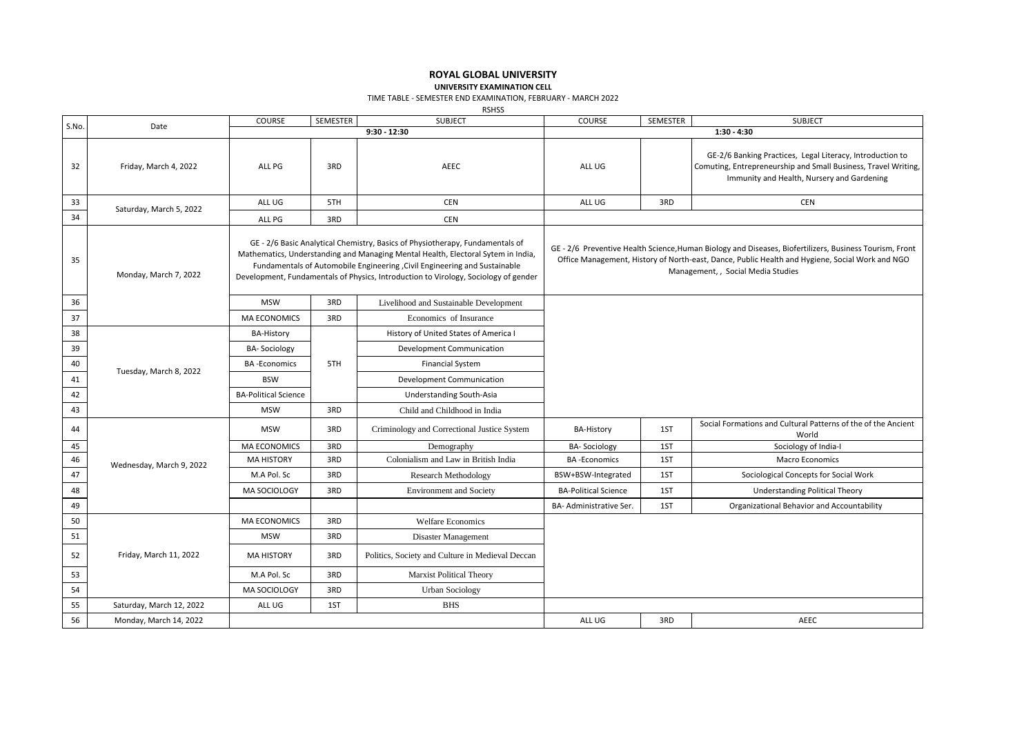**ROYAL GLOBAL UNIVERSITY**

**UNIVERSITY EXAMINATION CELL**

TIME TABLE - SEMESTER END EXAMINATION, FEBRUARY - MARCH 2022

RSHSS

| S.No. | Date | COURSE | SEMESTER | SUBJECT | COURSE | SEMESTER | SUBJECT |
|---|---|---|---|---|---|---|---|
| | | 9:30 - 12:30 | | | 1:30 - 4:30 | | |
| 32 | Friday, March 4, 2022 | ALL PG | 3RD | AEEC | ALL UG | | GE-2/6 Banking Practices, Legal Literacy, Introduction to Comuting, Entrepreneurship and Small Business, Travel Writing, Immunity and Health, Nursery and Gardening |
| 33 | Saturday, March 5, 2022 | ALL UG | 5TH | CEN | ALL UG | 3RD | CEN |
| 34 | | ALL PG | 3RD | CEN | | | |
| 35 | Monday, March 7, 2022 | GE - 2/6 Basic Analytical Chemistry, Basics of Physiotherapy, Fundamentals of Mathematics, Understanding and Managing Mental Health, Electoral Sytem in India, Fundamentals of Automobile Engineering ,Civil Engineering and Sustainable Development, Fundamentals of Physics, Introduction to Virology, Sociology of gender | | | GE - 2/6 Preventive Health Science,Human Biology and Diseases, Biofertilizers, Business Tourism, Front Office Management, History of North-east, Dance, Public Health and Hygiene, Social Work and NGO Management, , Social Media Studies | | |
| 36 | | MSW | 3RD | Livelihood and Sustainable Development | | | |
| 37 | | MA ECONOMICS | 3RD | Economics of Insurance | | | |
| 38 | Tuesday, March 8, 2022 | BA-History | 5TH | History of United States of America I | | | |
| 39 | | BA- Sociology | | Development Communication | | | |
| 40 | | BA -Economics | | Financial System | | | |
| 41 | | BSW | | Development Communication | | | |
| 42 | | BA-Political Science | | Understanding South-Asia | | | |
| 43 | | MSW | 3RD | Child and Childhood in India | | | |
| 44 | Wednesday, March 9, 2022 | MSW | 3RD | Criminology and Correctional Justice System | BA-History | 1ST | Social Formations and Cultural Patterns of the of the Ancient World |
| 45 | | MA ECONOMICS | 3RD | Demography | BA- Sociology | 1ST | Sociology of India-I |
| 46 | | MA HISTORY | 3RD | Colonialism and Law in British India | BA -Economics | 1ST | Macro Economics |
| 47 | | M.A Pol. Sc | 3RD | Research Methodology | BSW+BSW-Integrated | 1ST | Sociological Concepts for Social Work |
| 48 | | MA SOCIOLOGY | 3RD | Environment and Society | BA-Political Science | 1ST | Understanding Political Theory |
| 49 | | | | | BA- Administrative Ser. | 1ST | Organizational Behavior and Accountability |
| 50 | Friday, March 11, 2022 | MA ECONOMICS | 3RD | Welfare Economics | | | |
| 51 | | MSW | 3RD | Disaster Management | | | |
| 52 | | MA HISTORY | 3RD | Politics, Society and Culture in Medieval Deccan | | | |
| 53 | | M.A Pol. Sc | 3RD | Marxist Political Theory | | | |
| 54 | | MA SOCIOLOGY | 3RD | Urban Sociology | | | |
| 55 | Saturday, March 12, 2022 | ALL UG | 1ST | BHS | | | |
| 56 | Monday, March 14, 2022 | | | | ALL UG | 3RD | AEEC |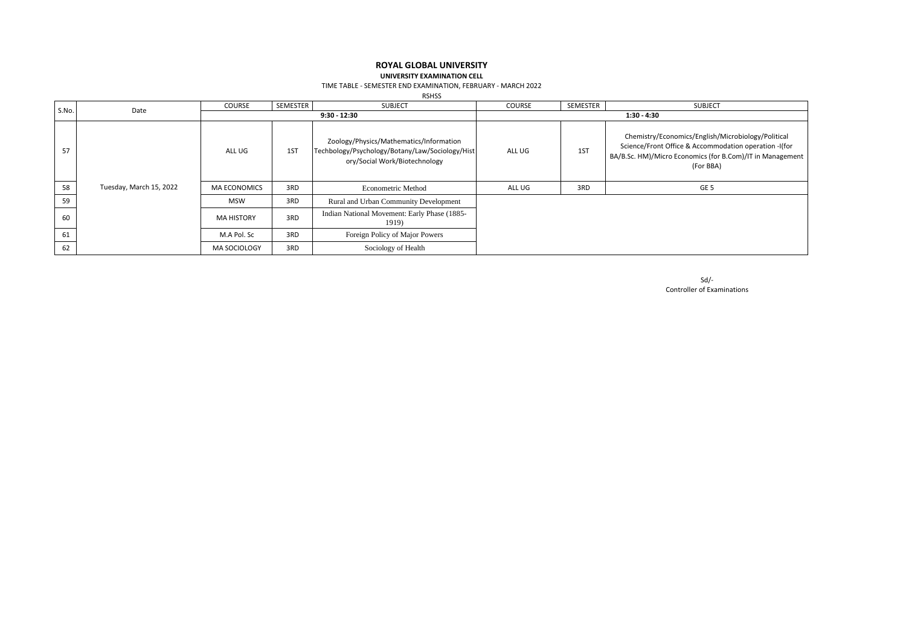**ROYAL GLOBAL UNIVERSITY**

**UNIVERSITY EXAMINATION CELL**

TIME TABLE - SEMESTER END EXAMINATION, FEBRUARY - MARCH 2022

RSHSS

| S.No. | Date | COURSE | SEMESTER | SUBJECT | COURSE | SEMESTER | SUBJECT |
|---|---|---|---|---|---|---|---|
| | | **9:30 - 12:30** | | | **1:30 - 4:30** | | |
| 57 | Tuesday, March 15, 2022 | ALL UG | 1ST | Zoology/Physics/Mathematics/Information Techbology/Psychology/Botany/Law/Sociology/History/Social Work/Biotechnology | ALL UG | 1ST | Chemistry/Economics/English/Microbiology/Political Science/Front Office & Accommodation operation -I(for BA/B.Sc. HM)/Micro Economics (for B.Com)/IT in Management (For BBA) |
| 58 | | MA ECONOMICS | 3RD | Econometric Method | ALL UG | 3RD | GE 5 |
| 59 | | MSW | 3RD | Rural and Urban Community Development | | | |
| 60 | | MA HISTORY | 3RD | Indian National Movement: Early Phase (1885-1919) | | | |
| 61 | | M.A Pol. Sc | 3RD | Foreign Policy of Major Powers | | | |
| 62 | | MA SOCIOLOGY | 3RD | Sociology of Health | | | |

Sd/-
Controller of Examinations